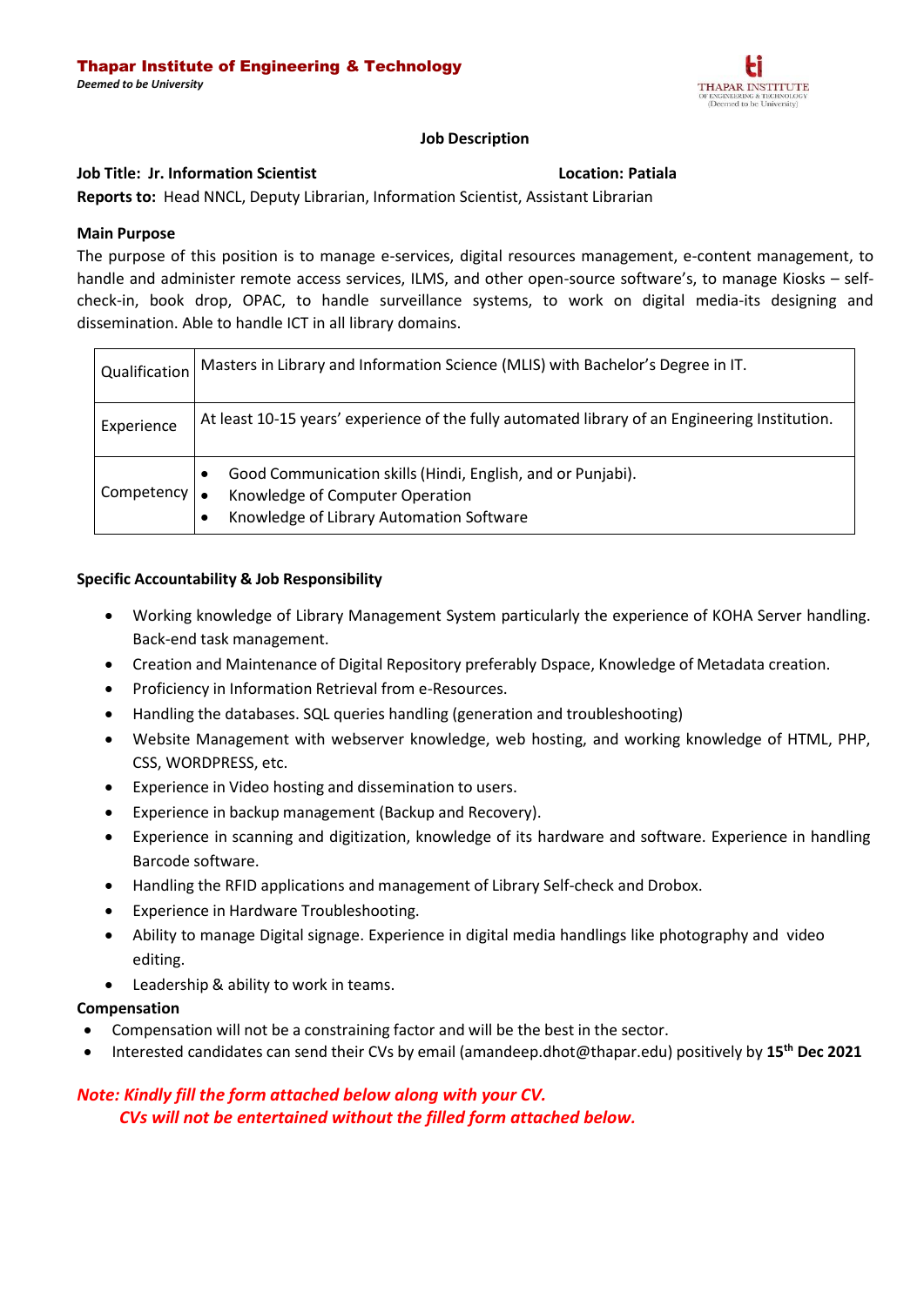**Thapar Institute of Engineering & Technology**
*Deemed to be University*

THAPAR INSTITUTE
OF ENGINEERING & TECHNOLOGY
(Deemed to be University)

## Job Description

**Job Title: Jr. Information Scientist** **Location: Patiala**

**Reports to:** Head NNCL, Deputy Librarian, Information Scientist, Assistant Librarian

### Main Purpose

The purpose of this position is to manage e-services, digital resources management, e-content management, to handle and administer remote access services, ILMS, and other open-source software's, to manage Kiosks – self-check-in, book drop, OPAC, to handle surveillance systems, to work on digital media-its designing and dissemination. Able to handle ICT in all library domains.

| | |
|---|---|
| Qualification | Masters in Library and Information Science (MLIS) with Bachelor's Degree in IT. |
| Experience | At least 10-15 years' experience of the fully automated library of an Engineering Institution. |
| Competency | • Good Communication skills (Hindi, English, and or Punjabi).<br>• Knowledge of Computer Operation<br>• Knowledge of Library Automation Software |

### Specific Accountability & Job Responsibility

- Working knowledge of Library Management System particularly the experience of KOHA Server handling. Back-end task management.
- Creation and Maintenance of Digital Repository preferably Dspace, Knowledge of Metadata creation.
- Proficiency in Information Retrieval from e-Resources.
- Handling the databases. SQL queries handling (generation and troubleshooting)
- Website Management with webserver knowledge, web hosting, and working knowledge of HTML, PHP, CSS, WORDPRESS, etc.
- Experience in Video hosting and dissemination to users.
- Experience in backup management (Backup and Recovery).
- Experience in scanning and digitization, knowledge of its hardware and software. Experience in handling Barcode software.
- Handling the RFID applications and management of Library Self-check and Drobox.
- Experience in Hardware Troubleshooting.
- Ability to manage Digital signage. Experience in digital media handlings like photography and video editing.
- Leadership & ability to work in teams.

### Compensation

- Compensation will not be a constraining factor and will be the best in the sector.
- Interested candidates can send their CVs by email (amandeep.dhot@thapar.edu) positively by **15th Dec 2021**

***Note: Kindly fill the form attached below along with your CV.***
***CVs will not be entertained without the filled form attached below.***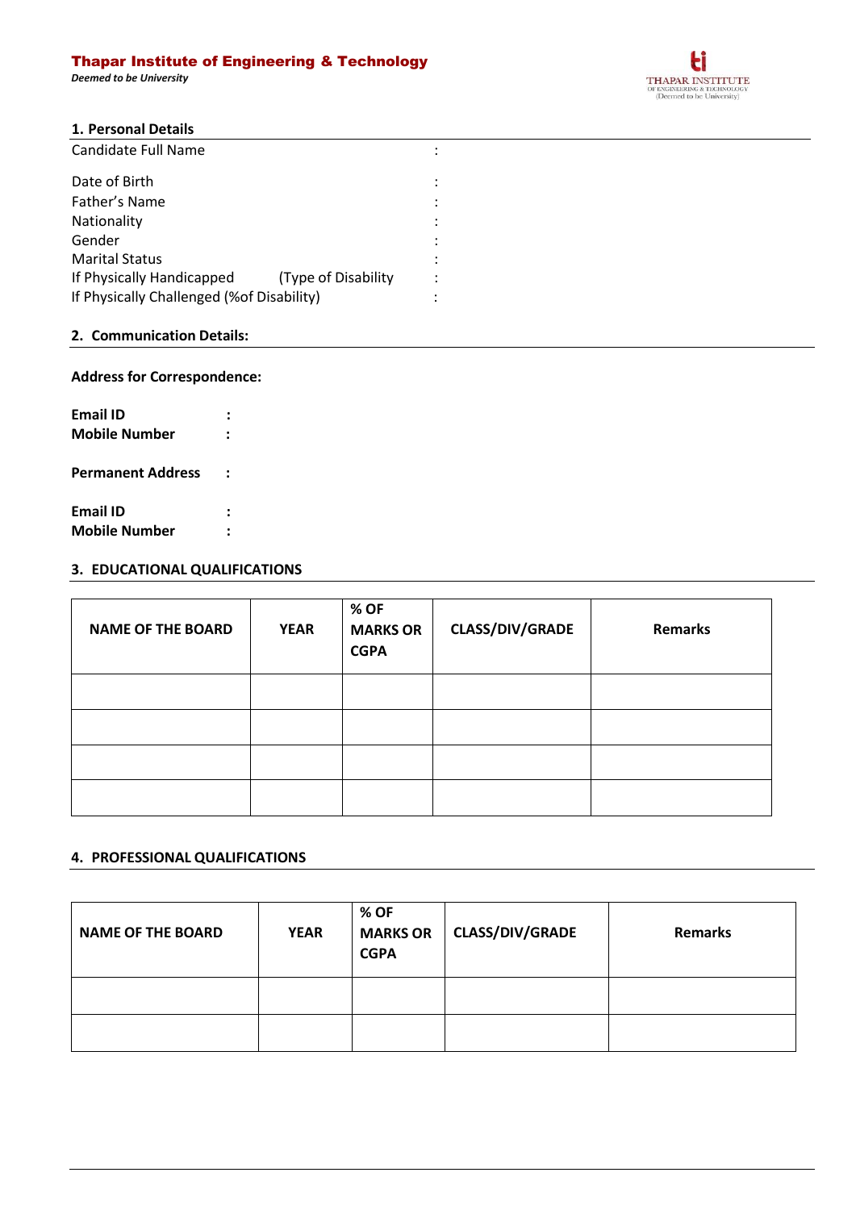**Thapar Institute of Engineering & Technology**
*Deemed to be University*

## 1. Personal Details

Candidate Full Name :

Date of Birth :
Father's Name :
Nationality :
Gender :
Marital Status :
If Physically Handicapped (Type of Disability :
If Physically Challenged (%of Disability) :

## 2. Communication Details:

**Address for Correspondence:**

**Email ID :**
**Mobile Number :**

**Permanent Address :**

**Email ID :**
**Mobile Number :**

## 3. EDUCATIONAL QUALIFICATIONS

| NAME OF THE BOARD | YEAR | % OF MARKS OR CGPA | CLASS/DIV/GRADE | Remarks |
|---|---|---|---|---|
| | | | | |
| | | | | |
| | | | | |
| | | | | |

## 4. PROFESSIONAL QUALIFICATIONS

| NAME OF THE BOARD | YEAR | % OF MARKS OR CGPA | CLASS/DIV/GRADE | Remarks |
|---|---|---|---|---|
| | | | | |
| | | | | |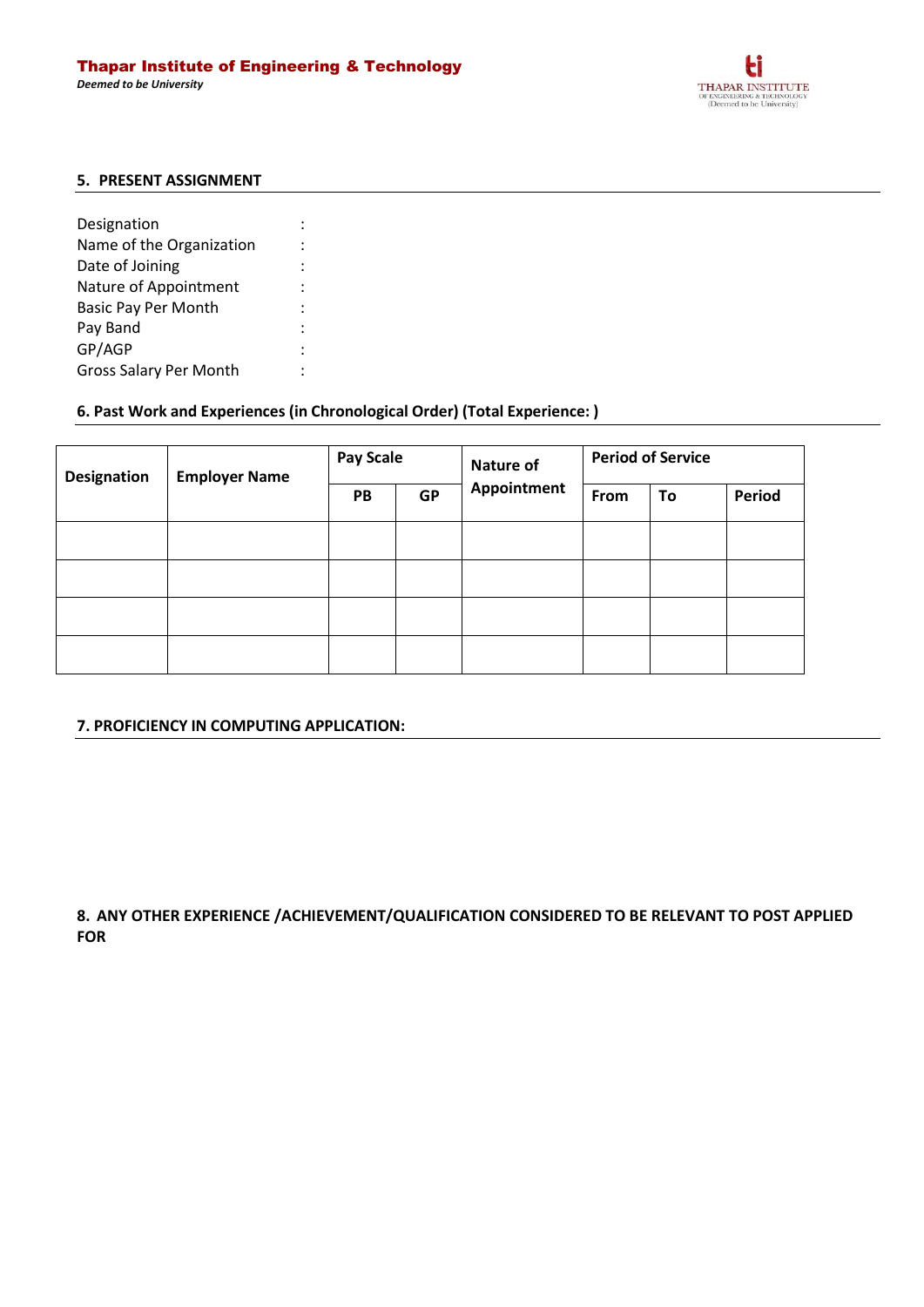## 5. PRESENT ASSIGNMENT

Designation :
Name of the Organization :
Date of Joining :
Nature of Appointment :
Basic Pay Per Month :
Pay Band :
GP/AGP :
Gross Salary Per Month :

## 6. Past Work and Experiences (in Chronological Order) (Total Experience: )

| Designation | Employer Name | Pay Scale | | Nature of Appointment | Period of Service | | |
|---|---|---|---|---|---|---|---|
| | | PB | GP | | From | To | Period |
| | | | | | | | |
| | | | | | | | |
| | | | | | | | |
| | | | | | | | |

## 7. PROFICIENCY IN COMPUTING APPLICATION:

## 8. ANY OTHER EXPERIENCE /ACHIEVEMENT/QUALIFICATION CONSIDERED TO BE RELEVANT TO POST APPLIED FOR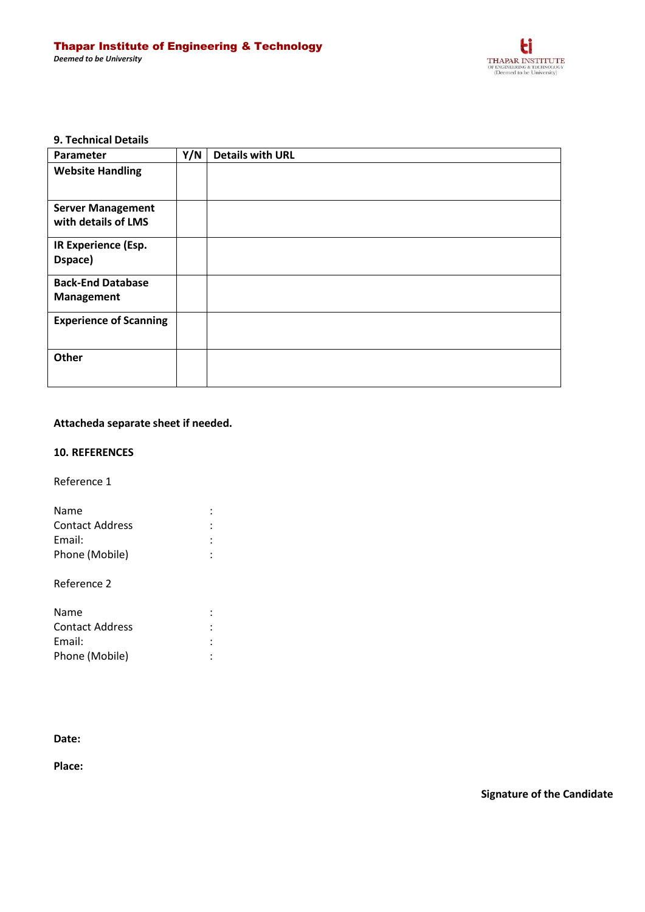**9. Technical Details**

| Parameter | Y/N | Details with URL |
| --- | --- | --- |
| **Website Handling** | | |
| **Server Management with details of LMS** | | |
| **IR Experience (Esp. Dspace)** | | |
| **Back-End Database Management** | | |
| **Experience of Scanning** | | |
| **Other** | | |

**Attacheda separate sheet if needed.**

**10. REFERENCES**

Reference 1

Name :
Contact Address :
Email: :
Phone (Mobile) :

Reference 2

Name :
Contact Address :
Email: :
Phone (Mobile) :

**Date:**

**Place:**

**Signature of the Candidate**